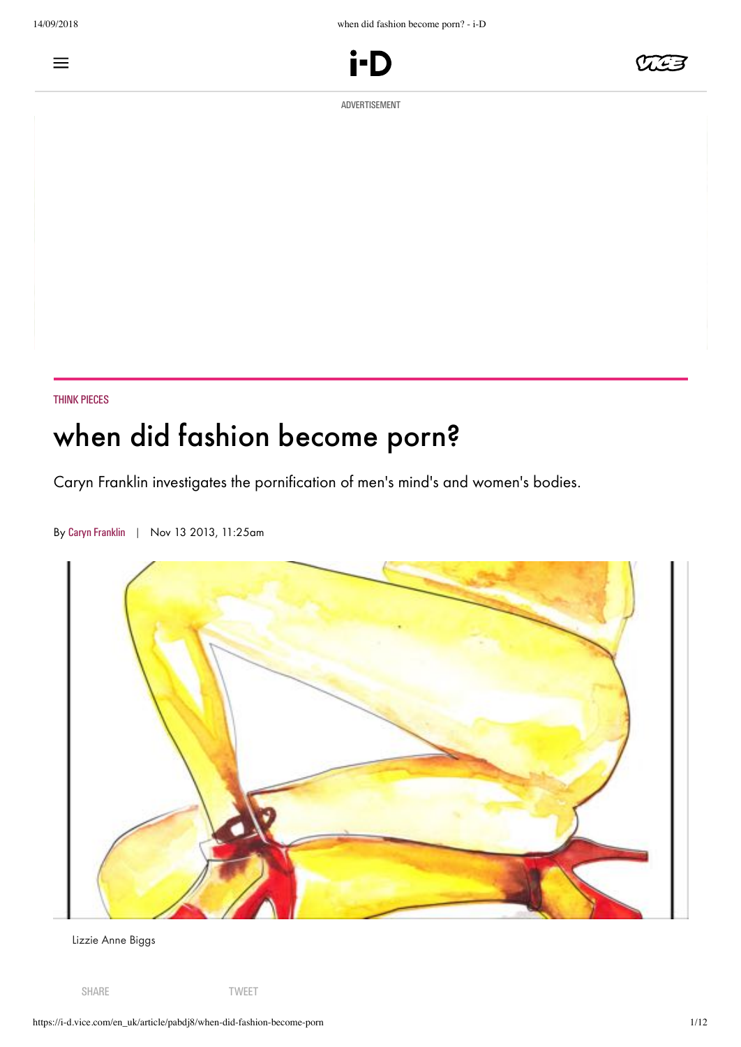THINK PIECES

# when did fashion become porn?

Caryn Franklin investigates the pornification of men's mind's and women's bodies.

By Caryn Franklin | Nov 13 2013, 11:25am

Lizzie Anne Biggs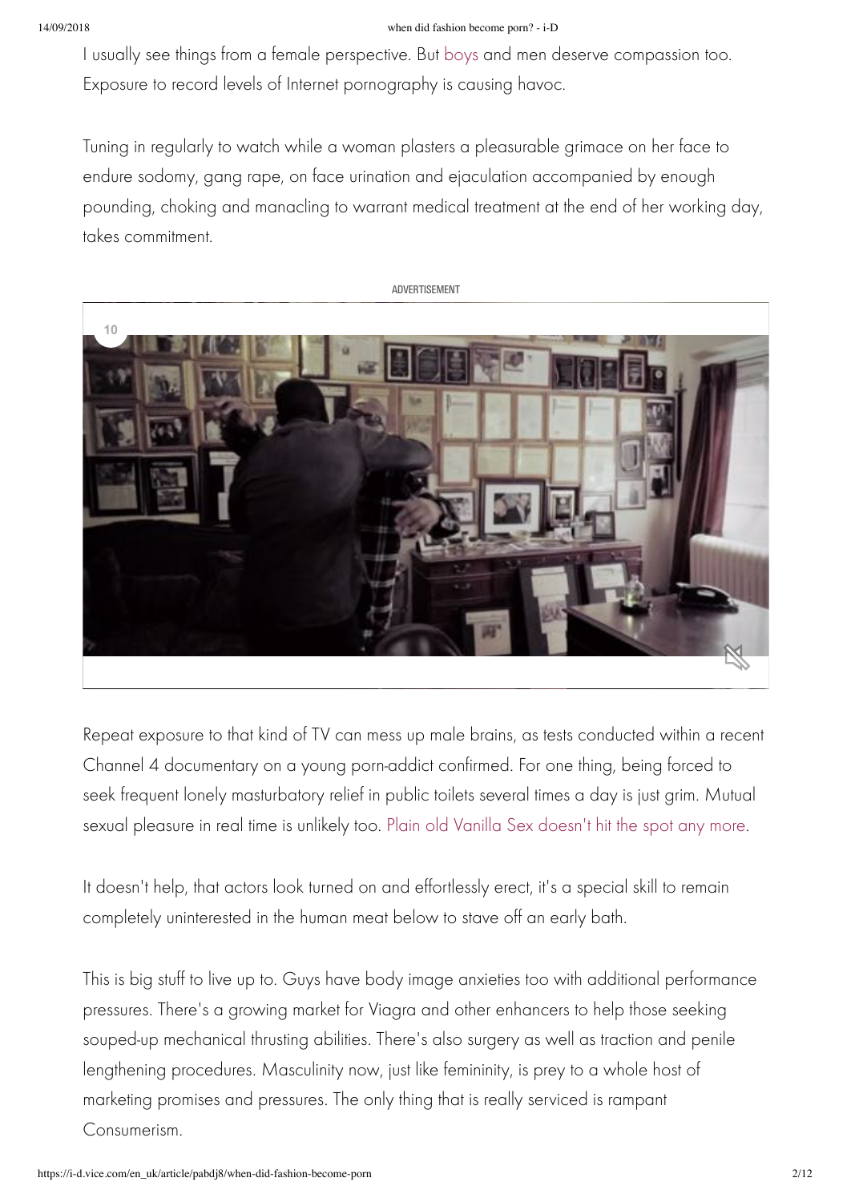I usually see things from a female perspective. But boys and men deserve compassion too. Exposure to record levels of Internet pornography is causing havoc.

Tuning in regularly to watch while a woman plasters a pleasurable grimace on her face to endure sodomy, gang rape, on face urination and ejaculation accompanied by enough pounding, choking and manacling to warrant medical treatment at the end of her working day, takes commitment.

ADVERTISEMENT

Repeat exposure to that kind of TV can mess up male brains, as tests conducted within a recent Channel 4 documentary on a young porn-addict confirmed. For one thing, being forced to seek frequent lonely masturbatory relief in public toilets several times a day is just grim. Mutual sexual pleasure in real time is unlikely too. Plain old Vanilla Sex doesn't hit the spot any more.

It doesn't help, that actors look turned on and effortlessly erect, it's a special skill to remain completely uninterested in the human meat below to stave off an early bath.

This is big stuff to live up to. Guys have body image anxieties too with additional performance pressures. There's a growing market for Viagra and other enhancers to help those seeking souped-up mechanical thrusting abilities. There's also surgery as well as traction and penile lengthening procedures. Masculinity now, just like femininity, is prey to a whole host of marketing promises and pressures. The only thing that is really serviced is rampant Consumerism.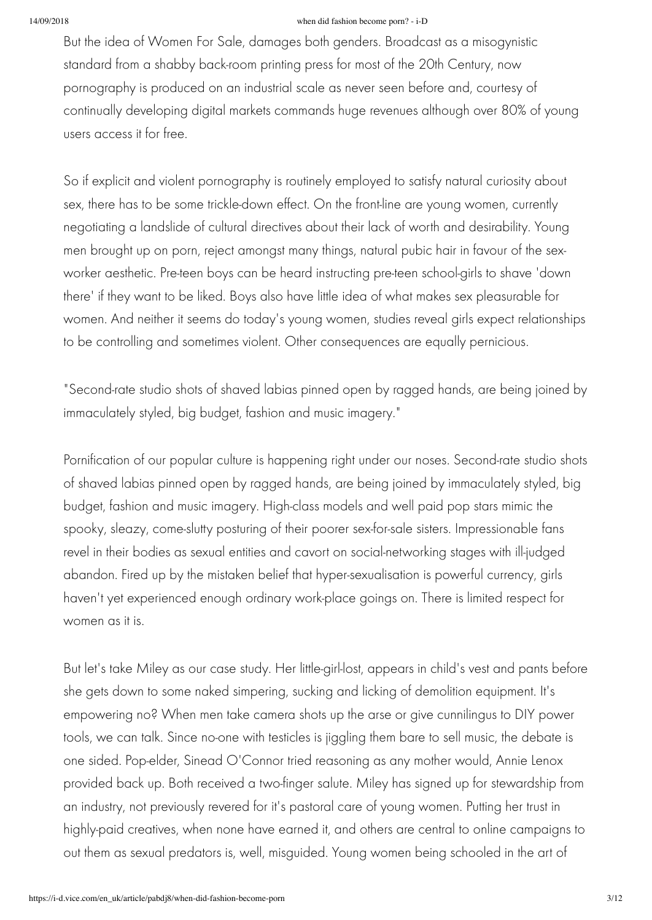But the idea of Women For Sale, damages both genders. Broadcast as a misogynistic standard from a shabby back-room printing press for most of the 20th Century, now pornography is produced on an industrial scale as never seen before and, courtesy of continually developing digital markets commands huge revenues although over 80% of young users access it for free.

So if explicit and violent pornography is routinely employed to satisfy natural curiosity about sex, there has to be some trickle-down effect. On the front-line are young women, currently negotiating a landslide of cultural directives about their lack of worth and desirability. Young men brought up on porn, reject amongst many things, natural pubic hair in favour of the sex-worker aesthetic. Pre-teen boys can be heard instructing pre-teen school-girls to shave 'down there' if they want to be liked. Boys also have little idea of what makes sex pleasurable for women. And neither it seems do today's young women, studies reveal girls expect relationships to be controlling and sometimes violent. Other consequences are equally pernicious.

"Second-rate studio shots of shaved labias pinned open by ragged hands, are being joined by immaculately styled, big budget, fashion and music imagery."

Pornification of our popular culture is happening right under our noses. Second-rate studio shots of shaved labias pinned open by ragged hands, are being joined by immaculately styled, big budget, fashion and music imagery. High-class models and well paid pop stars mimic the spooky, sleazy, come-slutty posturing of their poorer sex-for-sale sisters. Impressionable fans revel in their bodies as sexual entities and cavort on social-networking stages with ill-judged abandon. Fired up by the mistaken belief that hyper-sexualisation is powerful currency, girls haven't yet experienced enough ordinary work-place goings on. There is limited respect for women as it is.

But let's take Miley as our case study. Her little-girl-lost, appears in child's vest and pants before she gets down to some naked simpering, sucking and licking of demolition equipment. It's empowering no? When men take camera shots up the arse or give cunnilingus to DIY power tools, we can talk. Since no-one with testicles is jiggling them bare to sell music, the debate is one sided. Pop-elder, Sinead O'Connor tried reasoning as any mother would, Annie Lenox provided back up. Both received a two-finger salute. Miley has signed up for stewardship from an industry, not previously revered for it's pastoral care of young women. Putting her trust in highly-paid creatives, when none have earned it, and others are central to online campaigns to out them as sexual predators is, well, misguided. Young women being schooled in the art of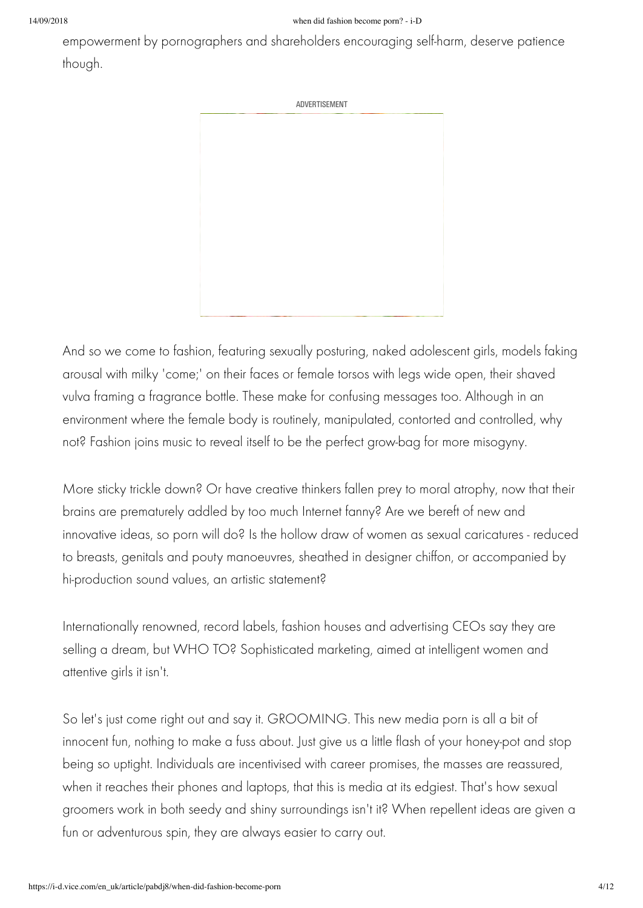empowerment by pornographers and shareholders encouraging self-harm, deserve patience though.

ADVERTISEMENT

And so we come to fashion, featuring sexually posturing, naked adolescent girls, models faking arousal with milky 'come;' on their faces or female torsos with legs wide open, their shaved vulva framing a fragrance bottle. These make for confusing messages too. Although in an environment where the female body is routinely, manipulated, contorted and controlled, why not? Fashion joins music to reveal itself to be the perfect grow-bag for more misogyny.

More sticky trickle down? Or have creative thinkers fallen prey to moral atrophy, now that their brains are prematurely addled by too much Internet fanny? Are we bereft of new and innovative ideas, so porn will do? Is the hollow draw of women as sexual caricatures - reduced to breasts, genitals and pouty manoeuvres, sheathed in designer chiffon, or accompanied by hi-production sound values, an artistic statement?

Internationally renowned, record labels, fashion houses and advertising CEOs say they are selling a dream, but WHO TO? Sophisticated marketing, aimed at intelligent women and attentive girls it isn't.

So let's just come right out and say it. GROOMING. This new media porn is all a bit of innocent fun, nothing to make a fuss about. Just give us a little flash of your honey-pot and stop being so uptight. Individuals are incentivised with career promises, the masses are reassured, when it reaches their phones and laptops, that this is media at its edgiest. That's how sexual groomers work in both seedy and shiny surroundings isn't it? When repellent ideas are given a fun or adventurous spin, they are always easier to carry out.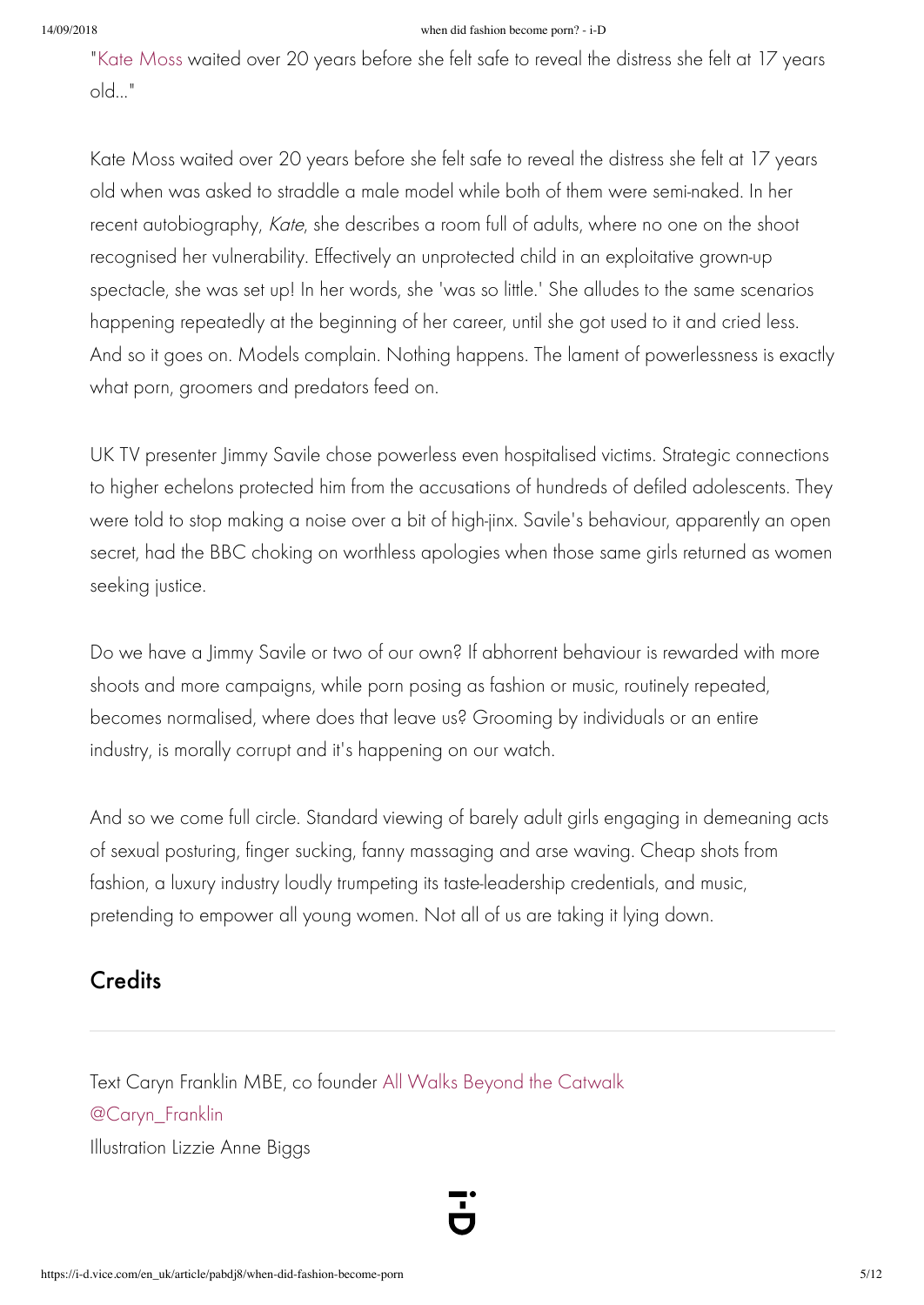"Kate Moss waited over 20 years before she felt safe to reveal the distress she felt at 17 years old..."

Kate Moss waited over 20 years before she felt safe to reveal the distress she felt at 17 years old when was asked to straddle a male model while both of them were semi-naked. In her recent autobiography, *Kate*, she describes a room full of adults, where no one on the shoot recognised her vulnerability. Effectively an unprotected child in an exploitative grown-up spectacle, she was set up! In her words, she 'was so little.' She alludes to the same scenarios happening repeatedly at the beginning of her career, until she got used to it and cried less. And so it goes on. Models complain. Nothing happens. The lament of powerlessness is exactly what porn, groomers and predators feed on.

UK TV presenter Jimmy Savile chose powerless even hospitalised victims. Strategic connections to higher echelons protected him from the accusations of hundreds of defiled adolescents. They were told to stop making a noise over a bit of high-jinx. Savile's behaviour, apparently an open secret, had the BBC choking on worthless apologies when those same girls returned as women seeking justice.

Do we have a Jimmy Savile or two of our own? If abhorrent behaviour is rewarded with more shoots and more campaigns, while porn posing as fashion or music, routinely repeated, becomes normalised, where does that leave us? Grooming by individuals or an entire industry, is morally corrupt and it's happening on our watch.

And so we come full circle. Standard viewing of barely adult girls engaging in demeaning acts of sexual posturing, finger sucking, fanny massaging and arse waving. Cheap shots from fashion, a luxury industry loudly trumpeting its taste-leadership credentials, and music, pretending to empower all young women. Not all of us are taking it lying down.

## Credits

Text Caryn Franklin MBE, co founder All Walks Beyond the Catwalk
@Caryn_Franklin
Illustration Lizzie Anne Biggs